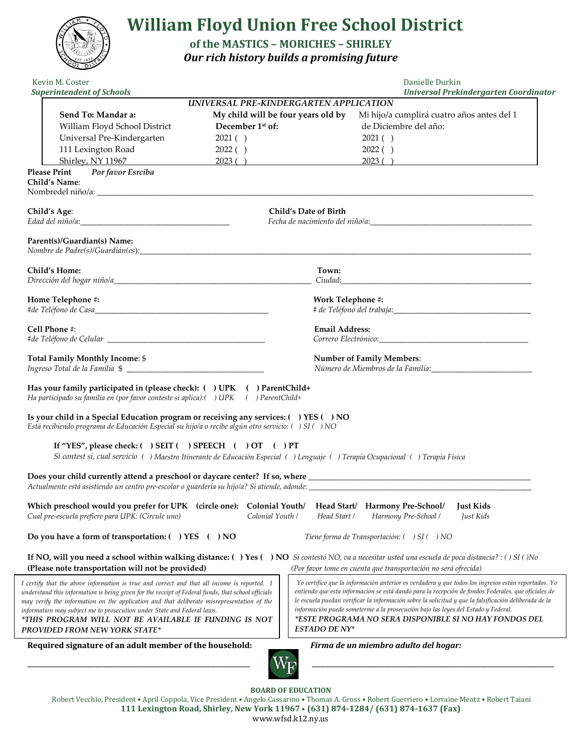# William Floyd Union Free School District

## of the MASTICS – MORICHES – SHIRLEY

***Our rich history builds a promising future***

Kevin M. Coster
*Superintendent of Schools*

Danielle Durkin
*Universal Prekindergarten Coordinator*

*UNIVERSAL PRE-KINDERGARTEN APPLICATION*

| Send To: Mandar a: | My child will be four years old by December 1st of: | Mi hijo/a cumplirá cuatro años antes del 1 de Diciembre del año: |
|---|---|---|
| William Floyd School District | 2021 ( ) | 2021 ( ) |
| Universal Pre-Kindergarten | 2022 ( ) | 2022 ( ) |
| 111 Lexington Road | 2023 ( ) | 2023 ( ) |
| Shirley, NY 11967 | | |

**Please Print** *Por favor Escriba*

**Child's Name**:
Nombredel niño/a: ______________________________

**Child's Age**:
*Edad del niño/a*: ______________________

**Child's Date of Birth**
*Fecha de nacimiento del niño/a*: ______________________

**Parent(s)/Guardian(s) Name:**
*Nombre de Padre(s)/Guardián(es)*: ______________________________

**Child's Home:**
*Dirección del hogar niño/a* ______________________

**Town:**
*Ciudad*: ______________________

**Home Telephone #:**
*#de Teléfono de Casa* ______________________

**Work Telephone #:**
*# de Teléfono del trabaja*: ______________________

**Cell Phone #**:
*#de Teléfono de Celular* ______________________

**Email Address:**
*Correro Electrónico*: ______________________

**Total Family Monthly Income**: $
*Ingreso Total de la Familia* $ ______________________

**Number of Family Members**:
*Número de Miembros de la Familia*: ______________________

**Has your family participated in (please check): ( ) UPK ( ) ParentChild+**
*Ha participado su familia en (por favor conteste si aplica):( ) UPK ( ) ParentChild+*

**Is your child in a Special Education program or receiving any services: ( ) YES ( ) NO**
*Está recibiendo programa de Educación Especial su hijo/a o recibe algún otro servicio: ( ) SI ( ) NO*

**If "YES", please check: ( ) SEIT ( ) SPEECH ( ) OT ( ) PT**
*Si contest si, cual servicio ( ) Maestro Itinerante de Educación Especial ( ) Lenguaje ( ) Terapia Ocupacional ( ) Terapia Física*

**Does your child currently attend a preschool or daycare center? If so, where** ______________________
*Actualmente está asistiendo un centro pre-escolar o guardería su hijo/a? Si atiende, adonde*: ______________________

**Which preschool would you prefer for UPK (circle one): Colonial Youth/ Head Start/ Harmony Pre-School/ Just Kids**
*Cual pre-escuela prefiere para UPK: (Circule uno) Colonial Youth / Head Start / Harmony Pre-School / Just Kids*

**Do you have a form of transportation: ( ) YES ( ) NO** *Tiene forma de Transportación: ( ) SI ( ) NO*

**If NO, will you need a school within walking distance: ( ) Yes ( ) NO** *Si contestó NO, va a necesitar usted una escuela de poca distancia? : ( ) SI ( )No*
**(Please note transportation will not be provided)** *(Por favor tome en cuenta que transportación no será ofrecida)*

*I certify that the above information is true and correct and that all income is reported. I understand this information is being given for the receipt of Federal funds, that school officials may verify the information on the application and that deliberate misrepresentation of the information may subject me to prosecution under State and Federal laws.*
***\*THIS PROGRAM WILL NOT BE AVAILABLE IF FUNDING IS NOT PROVIDED FROM NEW YORK STATE\****

*Yo certifico que la información anterior es verdadera y que todos los ingresos están reportados. Yo entiendo que esta información se está dando para la recepción de fondos Federales, que oficiales de le escuela puedan verificar la información sobre la solicitud y que la falsificación deliberada de la información puede someterme a la prosecución bajo las leyes del Estado y Federal.*
***\*ESTE PROGRAMA NO SERA DISPONIBLE SI NO HAY FONDOS DEL ESTADO DE NY\****

**Required signature of an adult member of the household:** ______________________

***Firma de un miembro adulto del hogar:*** ______________________

**BOARD OF EDUCATION**
Robert Vecchio, President • April Coppola, Vice President • Angelo Cassarino • Thomas A. Gross • Robert Guerriero • Lorraine Mentz • Robert Taiani
**111 Lexington Road, Shirley, New York 11967 • (631) 874-1284/ (631) 874-1637 (Fax)**
www.wfsd.k12.ny.us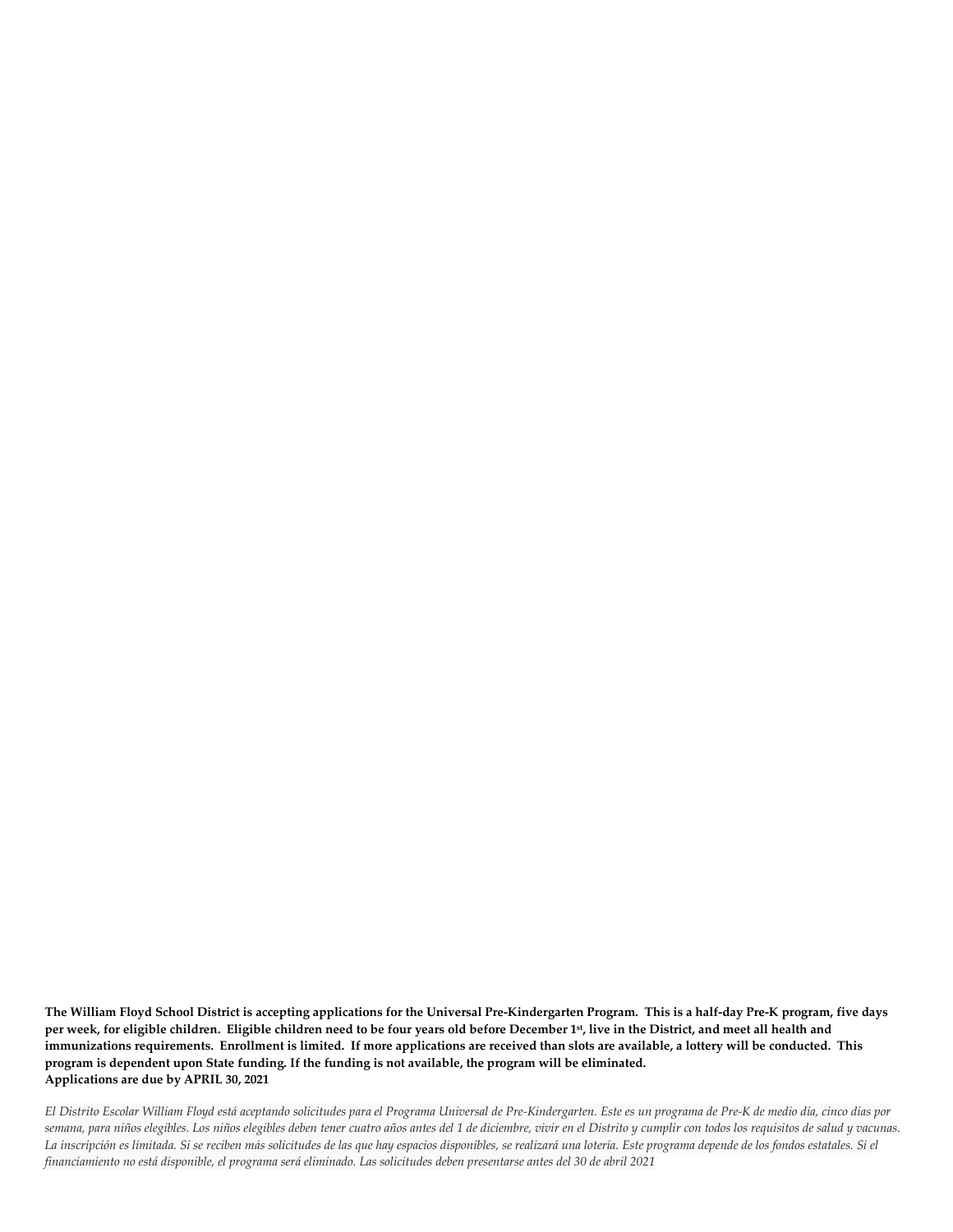**The William Floyd School District is accepting applications for the Universal Pre-Kindergarten Program. This is a half-day Pre-K program, five days per week, for eligible children. Eligible children need to be four years old before December 1st, live in the District, and meet all health and immunizations requirements. Enrollment is limited. If more applications are received than slots are available, a lottery will be conducted. This program is dependent upon State funding. If the funding is not available, the program will be eliminated.**
**Applications are due by APRIL 30, 2021**

*El Distrito Escolar William Floyd está aceptando solicitudes para el Programa Universal de Pre-Kindergarten. Este es un programa de Pre-K de medio día, cinco días por semana, para niños elegibles. Los niños elegibles deben tener cuatro años antes del 1 de diciembre, vivir en el Distrito y cumplir con todos los requisitos de salud y vacunas. La inscripción es limitada. Si se reciben más solicitudes de las que hay espacios disponibles, se realizará una lotería. Este programa depende de los fondos estatales. Si el financiamiento no está disponible, el programa será eliminado. Las solicitudes deben presentarse antes del 30 de abril 2021*